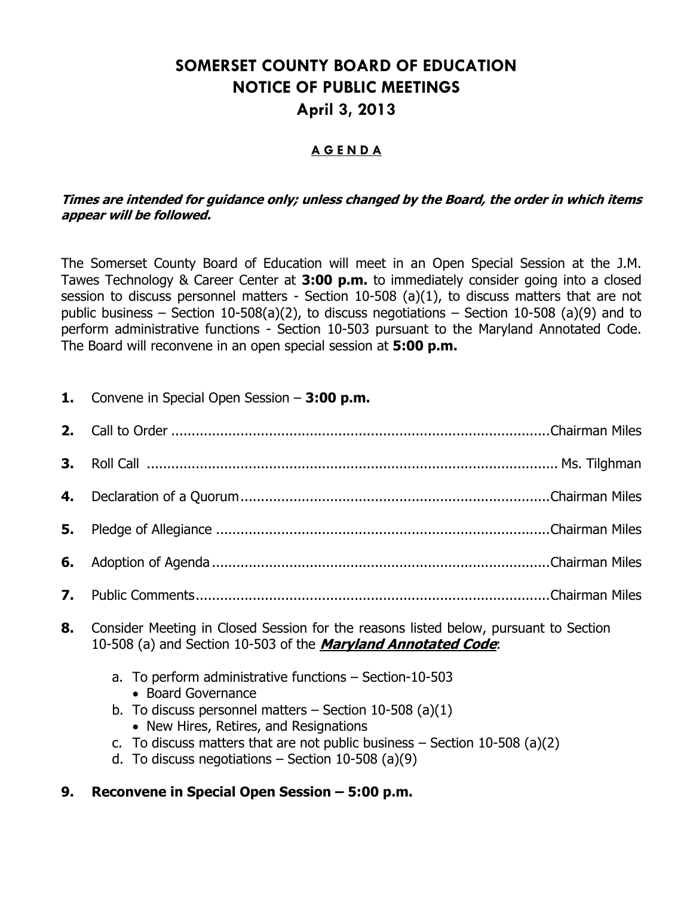# SOMERSET COUNTY BOARD OF EDUCATION
# NOTICE OF PUBLIC MEETINGS
# April 3, 2013

**A G E N D A**

***Times are intended for guidance only; unless changed by the Board, the order in which items appear will be followed.***

The Somerset County Board of Education will meet in an Open Special Session at the J.M. Tawes Technology & Career Center at **3:00 p.m.** to immediately consider going into a closed session to discuss personnel matters - Section 10-508 (a)(1), to discuss matters that are not public business – Section 10-508(a)(2), to discuss negotiations – Section 10-508 (a)(9) and to perform administrative functions - Section 10-503 pursuant to the Maryland Annotated Code. The Board will reconvene in an open special session at **5:00 p.m.**

**1.** Convene in Special Open Session – **3:00 p.m.**

**2.** Call to Order ............................................................................................Chairman Miles

**3.** Roll Call ................................................................................................... Ms. Tilghman

**4.** Declaration of a Quorum ...........................................................................Chairman Miles

**5.** Pledge of Allegiance .................................................................................Chairman Miles

**6.** Adoption of Agenda ..................................................................................Chairman Miles

**7.** Public Comments......................................................................................Chairman Miles

**8.** Consider Meeting in Closed Session for the reasons listed below, pursuant to Section 10-508 (a) and Section 10-503 of the ***Maryland Annotated Code***:

   a. To perform administrative functions – Section-10-503
      - Board Governance
   b. To discuss personnel matters – Section 10-508 (a)(1)
      - New Hires, Retires, and Resignations
   c. To discuss matters that are not public business – Section 10-508 (a)(2)
   d. To discuss negotiations – Section 10-508 (a)(9)

**9. Reconvene in Special Open Session – 5:00 p.m.**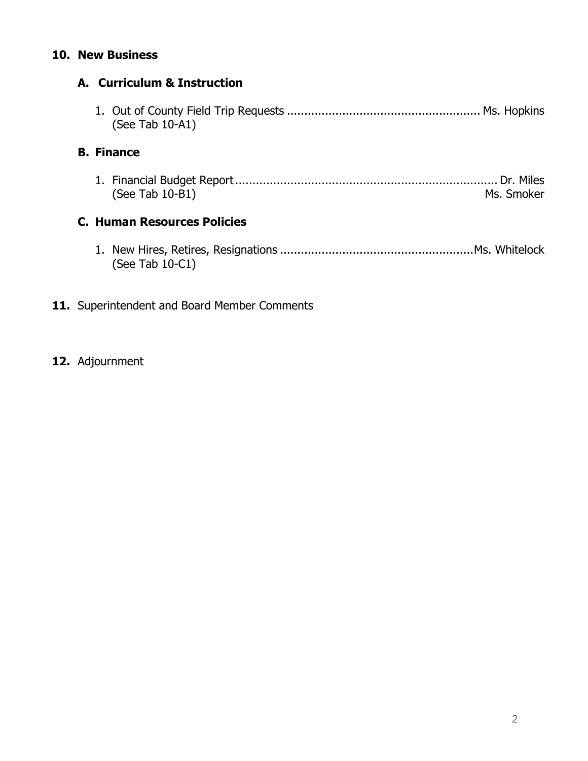## 10. New Business

### A. Curriculum & Instruction

1. Out of County Field Trip Requests ........................................................ Ms. Hopkins
   (See Tab 10-A1)

### B. Finance

1. Financial Budget Report ............................................................................ Dr. Miles
   (See Tab 10-B1) Ms. Smoker

### C. Human Resources Policies

1. New Hires, Retires, Resignations ........................................................Ms. Whitelock
   (See Tab 10-C1)

**11.** Superintendent and Board Member Comments

**12.** Adjournment